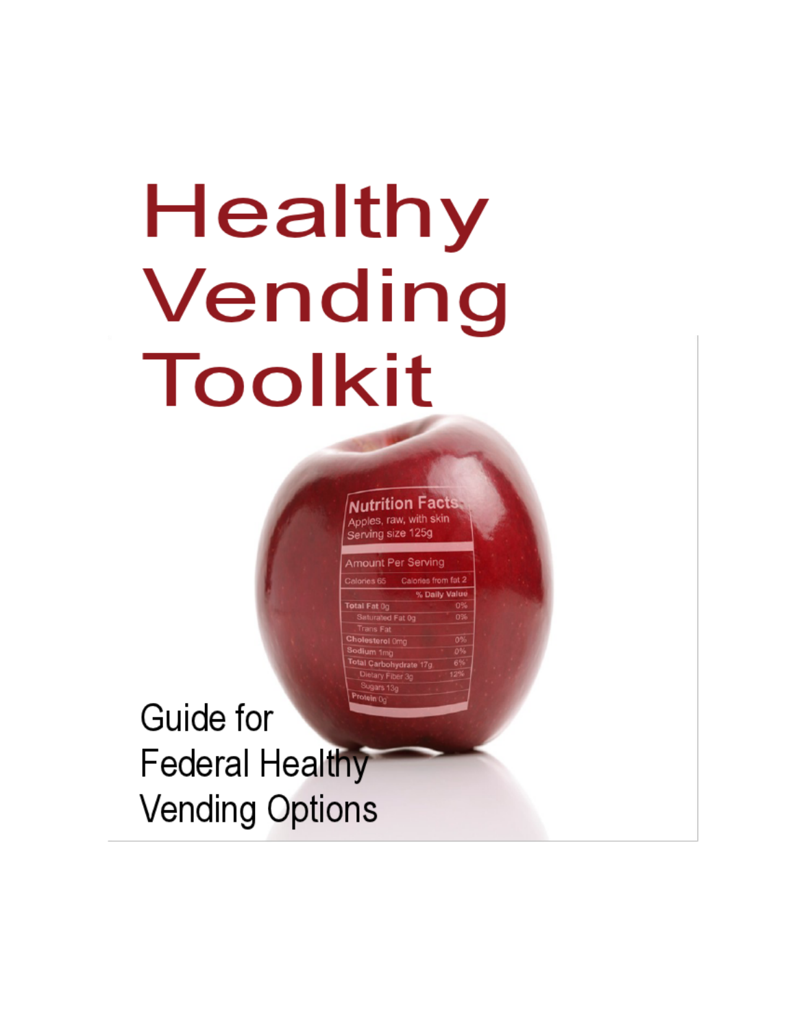# Healthy Vending Toolkit

Guide for Federal Healthy Vending Options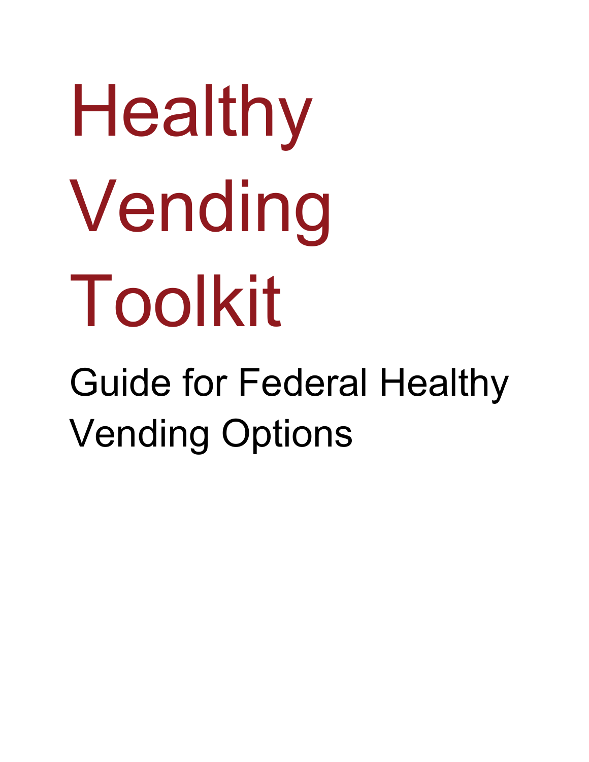# Healthy Vending Toolkit

## Guide for Federal Healthy Vending Options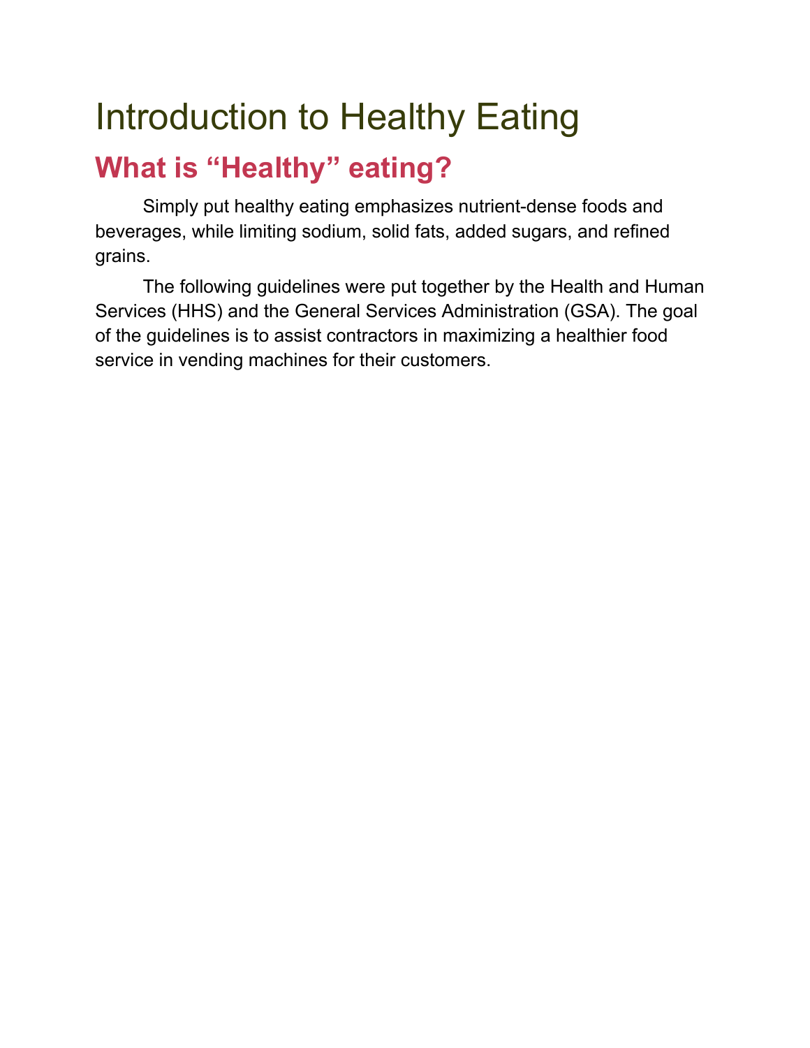# Introduction to Healthy Eating

## What is "Healthy" eating?

Simply put healthy eating emphasizes nutrient-dense foods and beverages, while limiting sodium, solid fats, added sugars, and refined grains.

The following guidelines were put together by the Health and Human Services (HHS) and the General Services Administration (GSA). The goal of the guidelines is to assist contractors in maximizing a healthier food service in vending machines for their customers.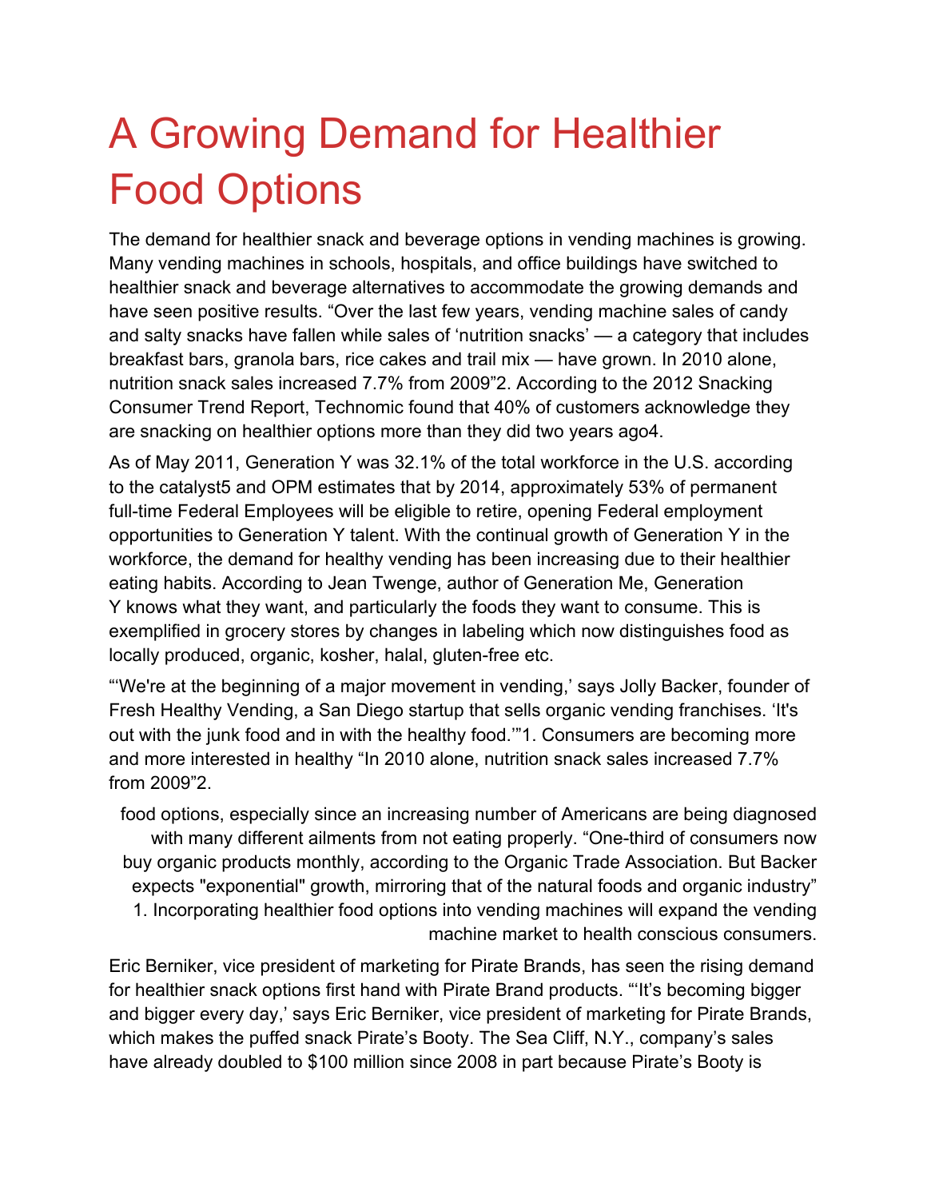# A Growing Demand for Healthier Food Options

The demand for healthier snack and beverage options in vending machines is growing. Many vending machines in schools, hospitals, and office buildings have switched to healthier snack and beverage alternatives to accommodate the growing demands and have seen positive results. "Over the last few years, vending machine sales of candy and salty snacks have fallen while sales of 'nutrition snacks' — a category that includes breakfast bars, granola bars, rice cakes and trail mix — have grown. In 2010 alone, nutrition snack sales increased 7.7% from 2009"[2]. According to the 2012 Snacking Consumer Trend Report, Technomic found that 40% of customers acknowledge they are snacking on healthier options more than they did two years ago[4].

As of May 2011, Generation Y was 32.1% of the total workforce in the U.S. according to the catalyst[5] and OPM estimates that by 2014, approximately 53% of permanent full-time Federal Employees will be eligible to retire, opening Federal employment opportunities to Generation Y talent. With the continual growth of Generation Y in the workforce, the demand for healthy vending has been increasing due to their healthier eating habits. According to Jean Twenge, author of Generation Me, Generation Y knows what they want, and particularly the foods they want to consume. This is exemplified in grocery stores by changes in labeling which now distinguishes food as locally produced, organic, kosher, halal, gluten-free etc.

"'We're at the beginning of a major movement in vending,' says Jolly Backer, founder of Fresh Healthy Vending, a San Diego startup that sells organic vending franchises. 'It's out with the junk food and in with the healthy food.'"[1]. Consumers are becoming more and more interested in healthy "In 2010 alone, nutrition snack sales increased 7.7% from 2009"[2].

food options, especially since an increasing number of Americans are being diagnosed with many different ailments from not eating properly. "One-third of consumers now buy organic products monthly, according to the Organic Trade Association. But Backer expects "exponential" growth, mirroring that of the natural foods and organic industry" [1]. Incorporating healthier food options into vending machines will expand the vending machine market to health conscious consumers.

Eric Berniker, vice president of marketing for Pirate Brands, has seen the rising demand for healthier snack options first hand with Pirate Brand products. "'It's becoming bigger and bigger every day,' says Eric Berniker, vice president of marketing for Pirate Brands, which makes the puffed snack Pirate's Booty. The Sea Cliff, N.Y., company's sales have already doubled to $100 million since 2008 in part because Pirate's Booty is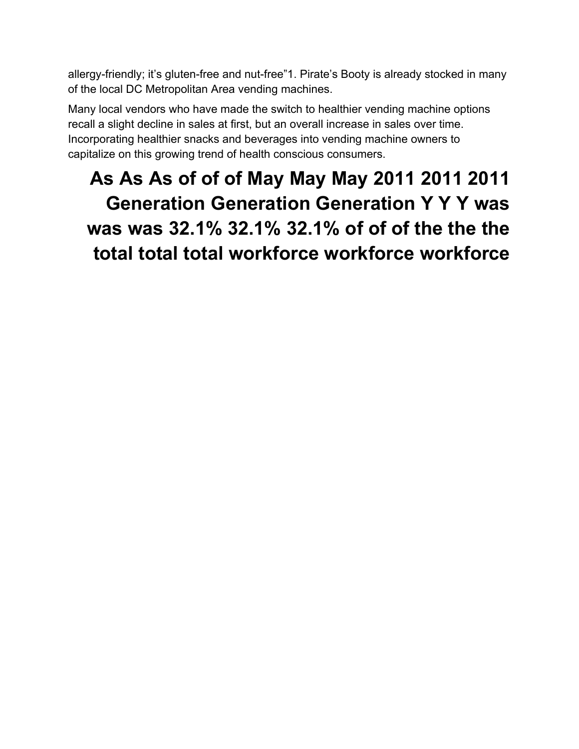allergy-friendly; it's gluten-free and nut-free"1. Pirate's Booty is already stocked in many of the local DC Metropolitan Area vending machines.

Many local vendors who have made the switch to healthier vending machine options recall a slight decline in sales at first, but an overall increase in sales over time. Incorporating healthier snacks and beverages into vending machine owners to capitalize on this growing trend of health conscious consumers.

# As As As of of of May May May 2011 2011 2011 Generation Generation Generation Y Y Y was was was 32.1% 32.1% 32.1% of of of the the the total total total workforce workforce workforce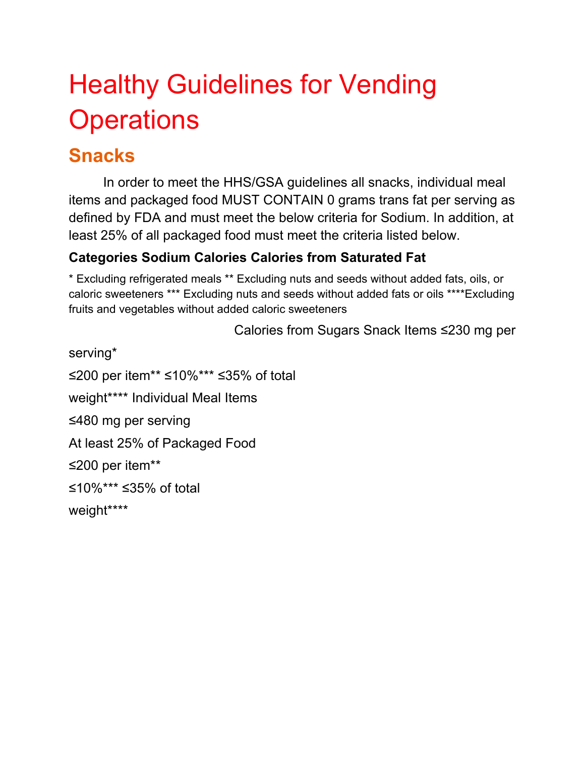# Healthy Guidelines for Vending Operations

## Snacks

In order to meet the HHS/GSA guidelines all snacks, individual meal items and packaged food MUST CONTAIN 0 grams trans fat per serving as defined by FDA and must meet the below criteria for Sodium. In addition, at least 25% of all packaged food must meet the criteria listed below.

**Categories Sodium Calories Calories from Saturated Fat**

* Excluding refrigerated meals ** Excluding nuts and seeds without added fats, oils, or caloric sweeteners *** Excluding nuts and seeds without added fats or oils ****Excluding fruits and vegetables without added caloric sweeteners

Calories from Sugars Snack Items ≤230 mg per

serving*

≤200 per item** ≤10%*** ≤35% of total

weight**** Individual Meal Items

≤480 mg per serving

At least 25% of Packaged Food

≤200 per item**

≤10%*** ≤35% of total

weight****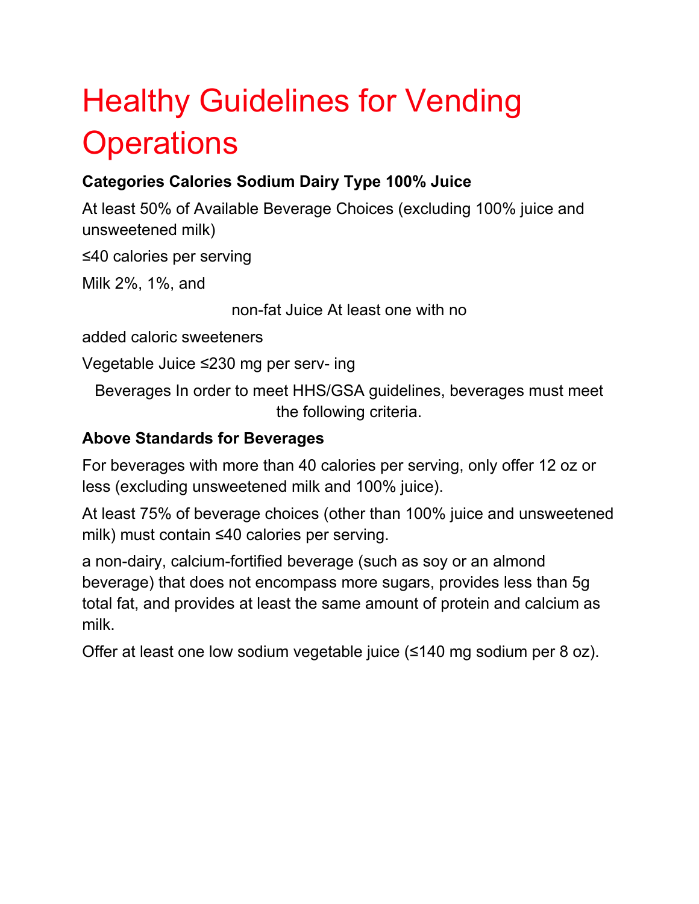# Healthy Guidelines for Vending Operations

**Categories Calories Sodium Dairy Type 100% Juice**

At least 50% of Available Beverage Choices (excluding 100% juice and unsweetened milk)

≤40 calories per serving

Milk 2%, 1%, and

non-fat Juice At least one with no

added caloric sweeteners

Vegetable Juice ≤230 mg per serv- ing

Beverages In order to meet HHS/GSA guidelines, beverages must meet the following criteria.

**Above Standards for Beverages**

For beverages with more than 40 calories per serving, only offer 12 oz or less (excluding unsweetened milk and 100% juice).

At least 75% of beverage choices (other than 100% juice and unsweetened milk) must contain ≤40 calories per serving.

a non-dairy, calcium-fortified beverage (such as soy or an almond beverage) that does not encompass more sugars, provides less than 5g total fat, and provides at least the same amount of protein and calcium as milk.

Offer at least one low sodium vegetable juice (≤140 mg sodium per 8 oz).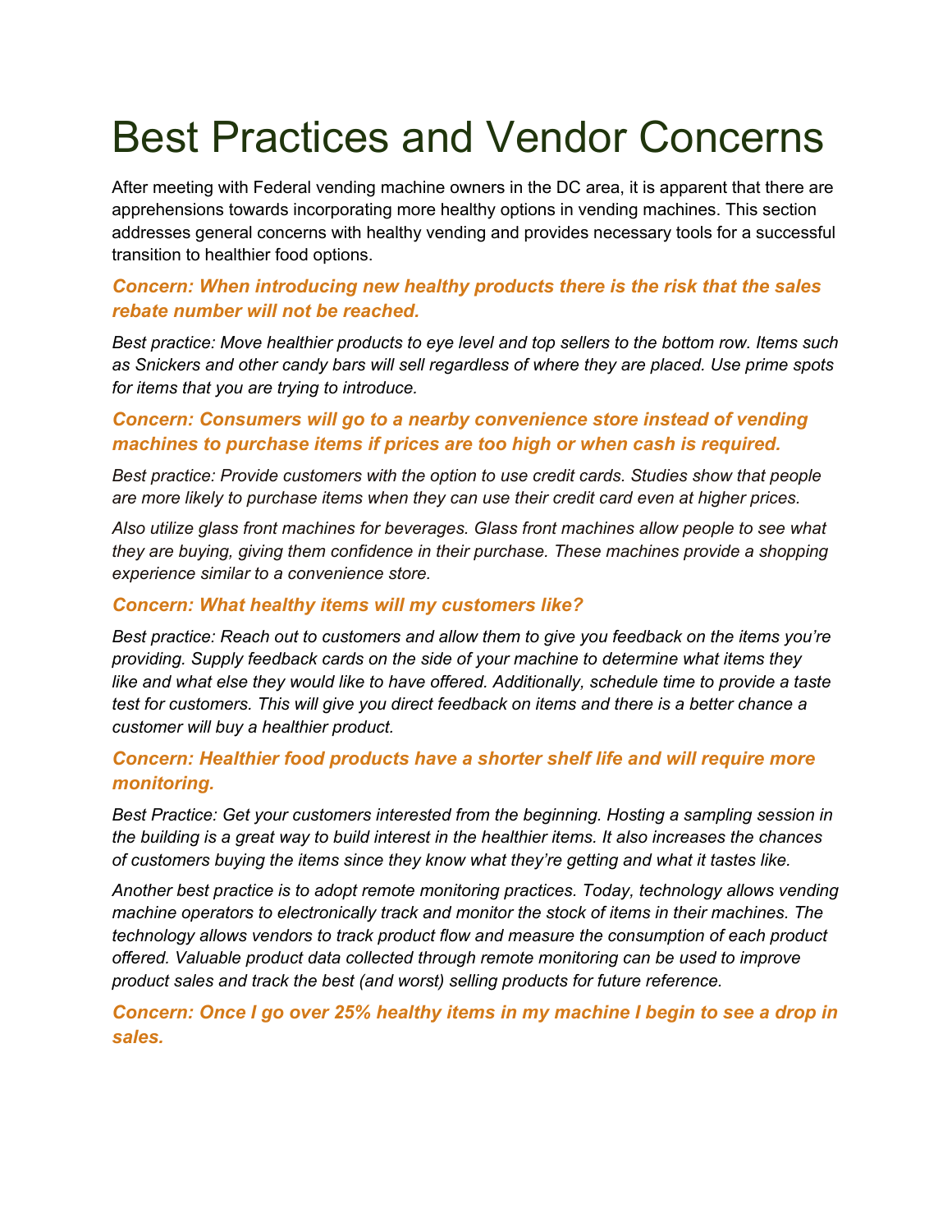# Best Practices and Vendor Concerns

After meeting with Federal vending machine owners in the DC area, it is apparent that there are apprehensions towards incorporating more healthy options in vending machines. This section addresses general concerns with healthy vending and provides necessary tools for a successful transition to healthier food options.

### *Concern: When introducing new healthy products there is the risk that the sales rebate number will not be reached.*

*Best practice: Move healthier products to eye level and top sellers to the bottom row. Items such as Snickers and other candy bars will sell regardless of where they are placed. Use prime spots for items that you are trying to introduce.*

### *Concern: Consumers will go to a nearby convenience store instead of vending machines to purchase items if prices are too high or when cash is required.*

*Best practice: Provide customers with the option to use credit cards. Studies show that people are more likely to purchase items when they can use their credit card even at higher prices.*

*Also utilize glass front machines for beverages. Glass front machines allow people to see what they are buying, giving them confidence in their purchase. These machines provide a shopping experience similar to a convenience store.*

### *Concern: What healthy items will my customers like?*

*Best practice: Reach out to customers and allow them to give you feedback on the items you're providing. Supply feedback cards on the side of your machine to determine what items they like and what else they would like to have offered. Additionally, schedule time to provide a taste test for customers. This will give you direct feedback on items and there is a better chance a customer will buy a healthier product.*

### *Concern: Healthier food products have a shorter shelf life and will require more monitoring.*

*Best Practice: Get your customers interested from the beginning. Hosting a sampling session in the building is a great way to build interest in the healthier items. It also increases the chances of customers buying the items since they know what they're getting and what it tastes like.*

*Another best practice is to adopt remote monitoring practices. Today, technology allows vending machine operators to electronically track and monitor the stock of items in their machines. The technology allows vendors to track product flow and measure the consumption of each product offered. Valuable product data collected through remote monitoring can be used to improve product sales and track the best (and worst) selling products for future reference.*

### *Concern: Once I go over 25% healthy items in my machine I begin to see a drop in sales.*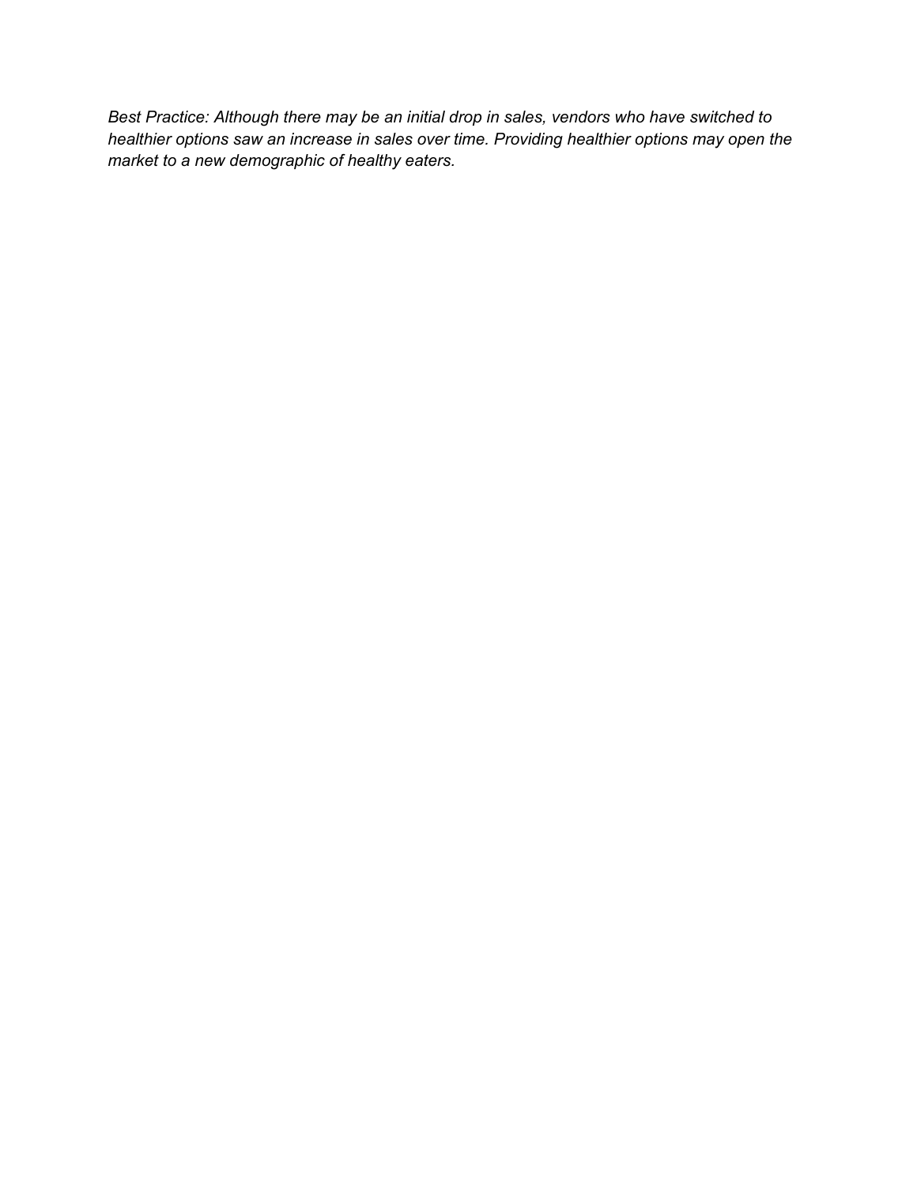*Best Practice: Although there may be an initial drop in sales, vendors who have switched to healthier options saw an increase in sales over time. Providing healthier options may open the market to a new demographic of healthy eaters.*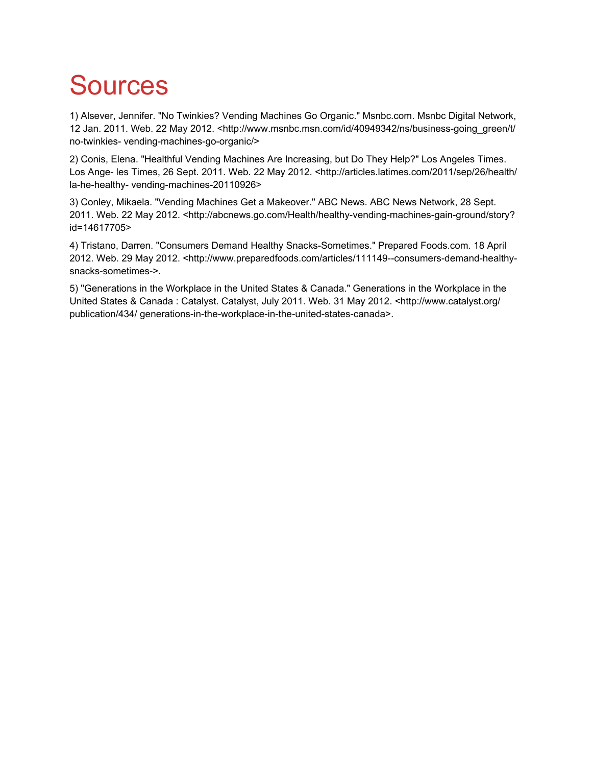# Sources

1) Alsever, Jennifer. "No Twinkies? Vending Machines Go Organic." Msnbc.com. Msnbc Digital Network, 12 Jan. 2011. Web. 22 May 2012. <http://www.msnbc.msn.com/id/40949342/ns/business-going_green/t/no-twinkies- vending-machines-go-organic/>

2) Conis, Elena. "Healthful Vending Machines Are Increasing, but Do They Help?" Los Angeles Times. Los Ange- les Times, 26 Sept. 2011. Web. 22 May 2012. <http://articles.latimes.com/2011/sep/26/health/la-he-healthy- vending-machines-20110926>

3) Conley, Mikaela. "Vending Machines Get a Makeover." ABC News. ABC News Network, 28 Sept. 2011. Web. 22 May 2012. <http://abcnews.go.com/Health/healthy-vending-machines-gain-ground/story?id=14617705>

4) Tristano, Darren. "Consumers Demand Healthy Snacks-Sometimes." Prepared Foods.com. 18 April 2012. Web. 29 May 2012. <http://www.preparedfoods.com/articles/111149--consumers-demand-healthy-snacks-sometimes->.

5) "Generations in the Workplace in the United States & Canada." Generations in the Workplace in the United States & Canada : Catalyst. Catalyst, July 2011. Web. 31 May 2012. <http://www.catalyst.org/publication/434/ generations-in-the-workplace-in-the-united-states-canada>.